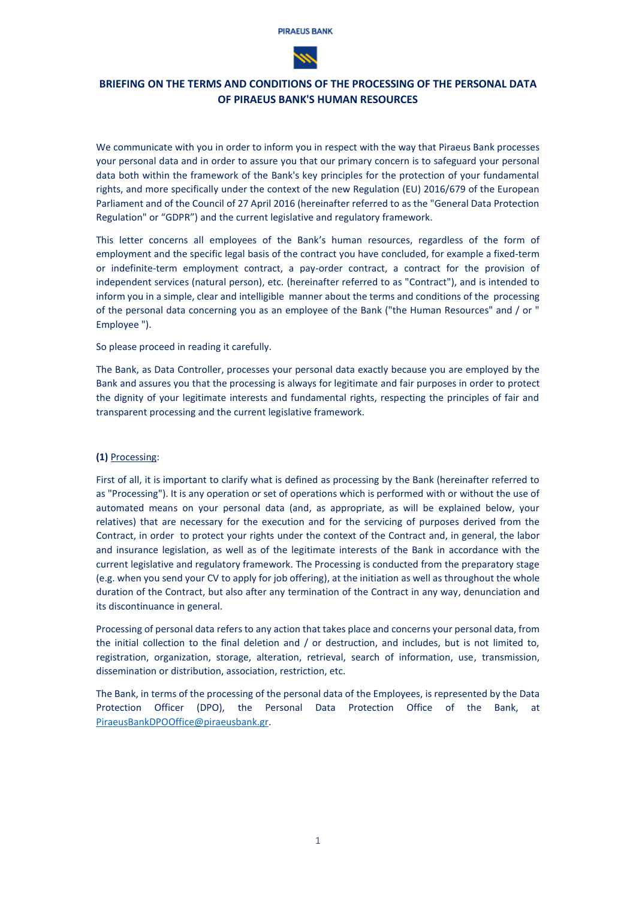PIRAEUS BANK

# BRIEFING ON THE TERMS AND CONDITIONS OF THE PROCESSING OF THE PERSONAL DATA OF PIRAEUS BANK'S HUMAN RESOURCES

We communicate with you in order to inform you in respect with the way that Piraeus Bank processes your personal data and in order to assure you that our primary concern is to safeguard your personal data both within the framework of the Bank's key principles for the protection of your fundamental rights, and more specifically under the context of the new Regulation (EU) 2016/679 of the European Parliament and of the Council of 27 April 2016 (hereinafter referred to as the "General Data Protection Regulation" or "GDPR") and the current legislative and regulatory framework.

This letter concerns all employees of the Bank's human resources, regardless of the form of employment and the specific legal basis of the contract you have concluded, for example a fixed-term or indefinite-term employment contract, a pay-order contract, a contract for the provision of independent services (natural person), etc. (hereinafter referred to as "Contract"), and is intended to inform you in a simple, clear and intelligible manner about the terms and conditions of the processing of the personal data concerning you as an employee of the Bank ("the Human Resources" and / or " Employee ").

So please proceed in reading it carefully.

The Bank, as Data Controller, processes your personal data exactly because you are employed by the Bank and assures you that the processing is always for legitimate and fair purposes in order to protect the dignity of your legitimate interests and fundamental rights, respecting the principles of fair and transparent processing and the current legislative framework.

**(1)** Processing:

First of all, it is important to clarify what is defined as processing by the Bank (hereinafter referred to as "Processing"). It is any operation or set of operations which is performed with or without the use of automated means on your personal data (and, as appropriate, as will be explained below, your relatives) that are necessary for the execution and for the servicing of purposes derived from the Contract, in order to protect your rights under the context of the Contract and, in general, the labor and insurance legislation, as well as of the legitimate interests of the Bank in accordance with the current legislative and regulatory framework. The Processing is conducted from the preparatory stage (e.g. when you send your CV to apply for job offering), at the initiation as well as throughout the whole duration of the Contract, but also after any termination of the Contract in any way, denunciation and its discontinuance in general.

Processing of personal data refers to any action that takes place and concerns your personal data, from the initial collection to the final deletion and / or destruction, and includes, but is not limited to, registration, organization, storage, alteration, retrieval, search of information, use, transmission, dissemination or distribution, association, restriction, etc.

The Bank, in terms of the processing of the personal data of the Employees, is represented by the Data Protection Officer (DPO), the Personal Data Protection Office of the Bank, at PiraeusBankDPOOffice@piraeusbank.gr.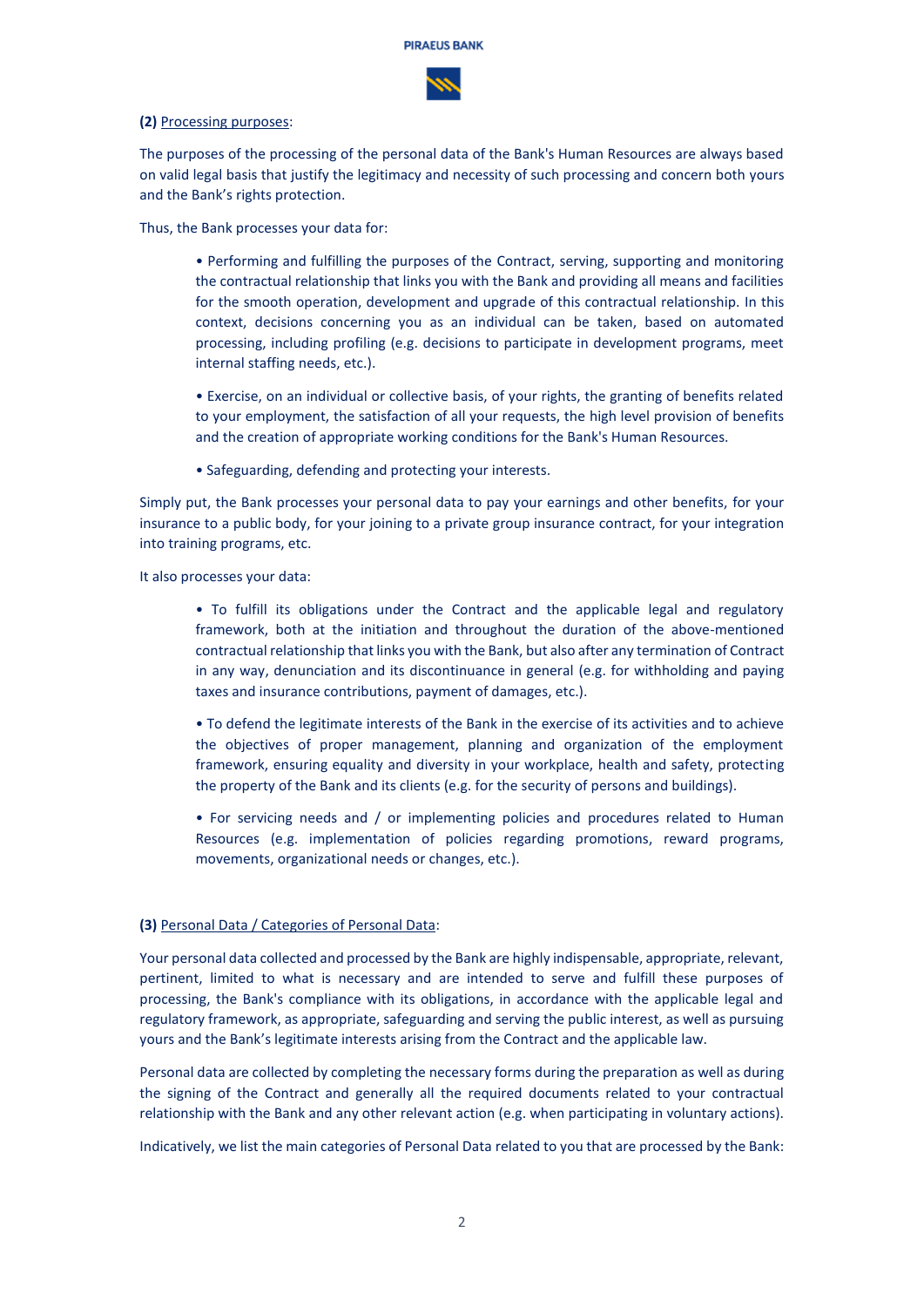**(2)** Processing purposes:

The purposes of the processing of the personal data of the Bank's Human Resources are always based on valid legal basis that justify the legitimacy and necessity of such processing and concern both yours and the Bank's rights protection.

Thus, the Bank processes your data for:

- Performing and fulfilling the purposes of the Contract, serving, supporting and monitoring the contractual relationship that links you with the Bank and providing all means and facilities for the smooth operation, development and upgrade of this contractual relationship. In this context, decisions concerning you as an individual can be taken, based on automated processing, including profiling (e.g. decisions to participate in development programs, meet internal staffing needs, etc.).
- Exercise, on an individual or collective basis, of your rights, the granting of benefits related to your employment, the satisfaction of all your requests, the high level provision of benefits and the creation of appropriate working conditions for the Bank's Human Resources.
- Safeguarding, defending and protecting your interests.

Simply put, the Bank processes your personal data to pay your earnings and other benefits, for your insurance to a public body, for your joining to a private group insurance contract, for your integration into training programs, etc.

It also processes your data:

- To fulfill its obligations under the Contract and the applicable legal and regulatory framework, both at the initiation and throughout the duration of the above-mentioned contractual relationship that links you with the Bank, but also after any termination of Contract in any way, denunciation and its discontinuance in general (e.g. for withholding and paying taxes and insurance contributions, payment of damages, etc.).
- To defend the legitimate interests of the Bank in the exercise of its activities and to achieve the objectives of proper management, planning and organization of the employment framework, ensuring equality and diversity in your workplace, health and safety, protecting the property of the Bank and its clients (e.g. for the security of persons and buildings).
- For servicing needs and / or implementing policies and procedures related to Human Resources (e.g. implementation of policies regarding promotions, reward programs, movements, organizational needs or changes, etc.).

**(3)** Personal Data / Categories of Personal Data:

Your personal data collected and processed by the Bank are highly indispensable, appropriate, relevant, pertinent, limited to what is necessary and are intended to serve and fulfill these purposes of processing, the Bank's compliance with its obligations, in accordance with the applicable legal and regulatory framework, as appropriate, safeguarding and serving the public interest, as well as pursuing yours and the Bank's legitimate interests arising from the Contract and the applicable law.

Personal data are collected by completing the necessary forms during the preparation as well as during the signing of the Contract and generally all the required documents related to your contractual relationship with the Bank and any other relevant action (e.g. when participating in voluntary actions).

Indicatively, we list the main categories of Personal Data related to you that are processed by the Bank: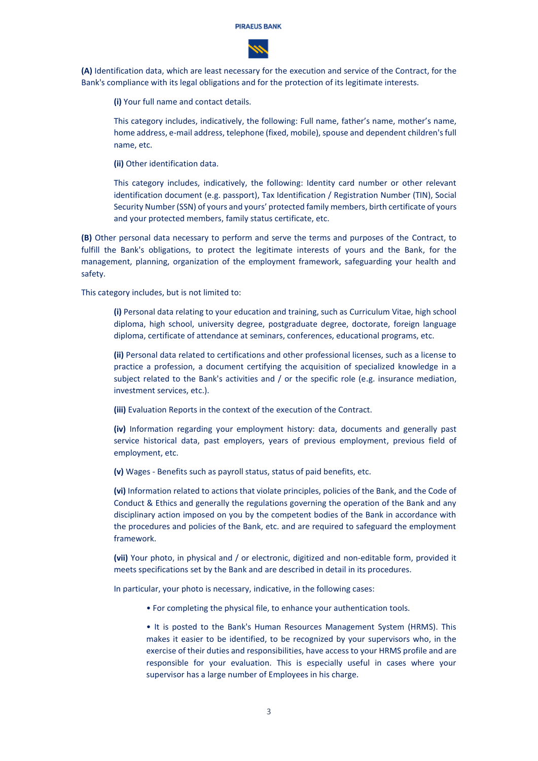**(A)** Identification data, which are least necessary for the execution and service of the Contract, for the Bank's compliance with its legal obligations and for the protection of its legitimate interests.

> **(i)** Your full name and contact details.
>
> This category includes, indicatively, the following: Full name, father's name, mother's name, home address, e-mail address, telephone (fixed, mobile), spouse and dependent children's full name, etc.
>
> **(ii)** Other identification data.
>
> This category includes, indicatively, the following: Identity card number or other relevant identification document (e.g. passport), Tax Identification / Registration Number (TIN), Social Security Number (SSN) of yours and yours' protected family members, birth certificate of yours and your protected members, family status certificate, etc.

**(B)** Other personal data necessary to perform and serve the terms and purposes of the Contract, to fulfill the Bank's obligations, to protect the legitimate interests of yours and the Bank, for the management, planning, organization of the employment framework, safeguarding your health and safety.

This category includes, but is not limited to:

> **(i)** Personal data relating to your education and training, such as Curriculum Vitae, high school diploma, high school, university degree, postgraduate degree, doctorate, foreign language diploma, certificate of attendance at seminars, conferences, educational programs, etc.
>
> **(ii)** Personal data related to certifications and other professional licenses, such as a license to practice a profession, a document certifying the acquisition of specialized knowledge in a subject related to the Bank's activities and / or the specific role (e.g. insurance mediation, investment services, etc.).
>
> **(iii)** Evaluation Reports in the context of the execution of the Contract.
>
> **(iv)** Information regarding your employment history: data, documents and generally past service historical data, past employers, years of previous employment, previous field of employment, etc.
>
> **(v)** Wages - Benefits such as payroll status, status of paid benefits, etc.
>
> **(vi)** Information related to actions that violate principles, policies of the Bank, and the Code of Conduct & Ethics and generally the regulations governing the operation of the Bank and any disciplinary action imposed on you by the competent bodies of the Bank in accordance with the procedures and policies of the Bank, etc. and are required to safeguard the employment framework.
>
> **(vii)** Your photo, in physical and / or electronic, digitized and non-editable form, provided it meets specifications set by the Bank and are described in detail in its procedures.
>
> In particular, your photo is necessary, indicative, in the following cases:
>
> - For completing the physical file, to enhance your authentication tools.
> - It is posted to the Bank's Human Resources Management System (HRMS). This makes it easier to be identified, to be recognized by your supervisors who, in the exercise of their duties and responsibilities, have access to your HRMS profile and are responsible for your evaluation. This is especially useful in cases where your supervisor has a large number of Employees in his charge.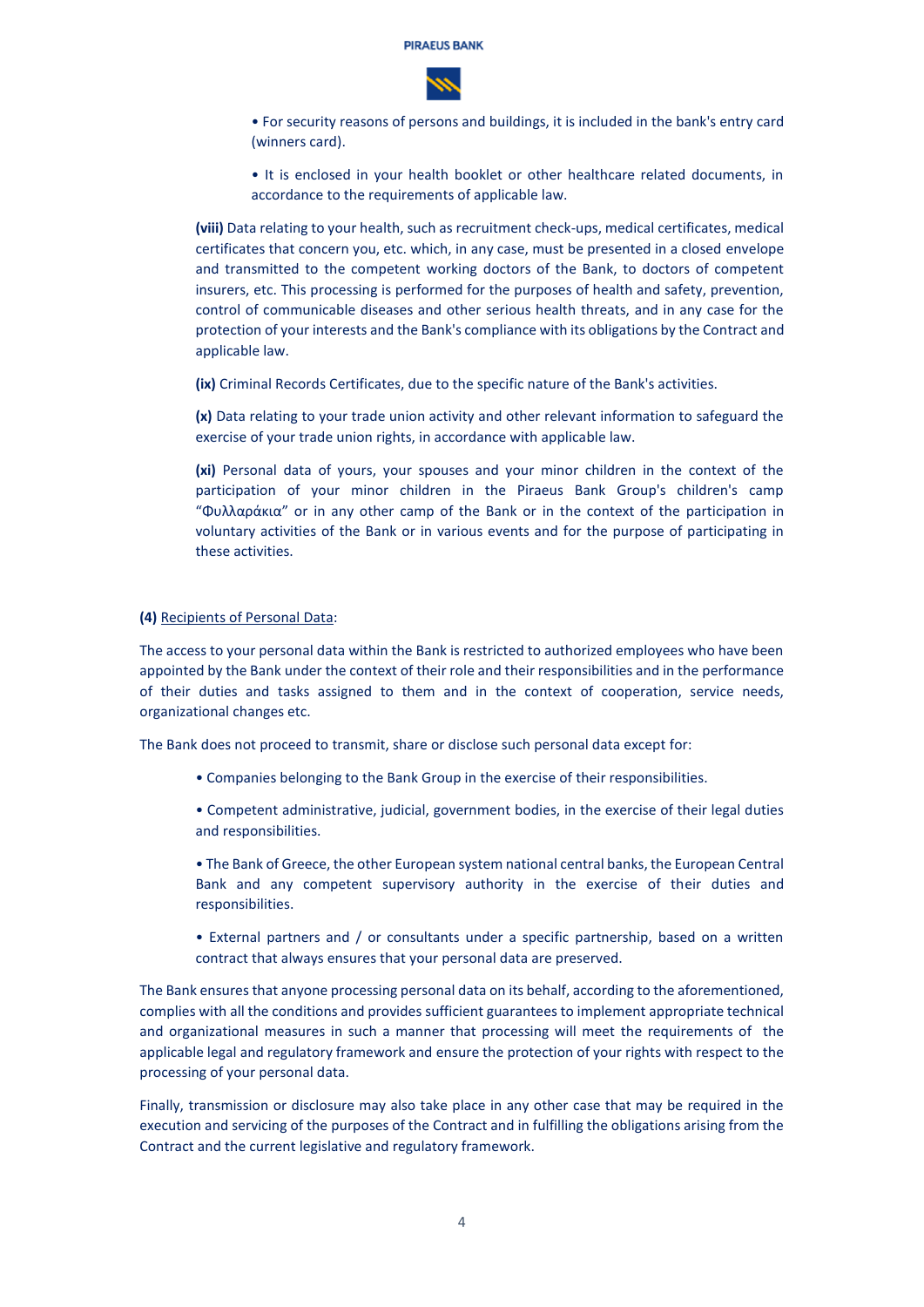• For security reasons of persons and buildings, it is included in the bank's entry card (winners card).

• It is enclosed in your health booklet or other healthcare related documents, in accordance to the requirements of applicable law.

**(viii)** Data relating to your health, such as recruitment check-ups, medical certificates, medical certificates that concern you, etc. which, in any case, must be presented in a closed envelope and transmitted to the competent working doctors of the Bank, to doctors of competent insurers, etc. This processing is performed for the purposes of health and safety, prevention, control of communicable diseases and other serious health threats, and in any case for the protection of your interests and the Bank's compliance with its obligations by the Contract and applicable law.

**(ix)** Criminal Records Certificates, due to the specific nature of the Bank's activities.

**(x)** Data relating to your trade union activity and other relevant information to safeguard the exercise of your trade union rights, in accordance with applicable law.

**(xi)** Personal data of yours, your spouses and your minor children in the context of the participation of your minor children in the Piraeus Bank Group's children's camp "Φυλλαράκια" or in any other camp of the Bank or in the context of the participation in voluntary activities of the Bank or in various events and for the purpose of participating in these activities.

**(4)** Recipients of Personal Data:

The access to your personal data within the Bank is restricted to authorized employees who have been appointed by the Bank under the context of their role and their responsibilities and in the performance of their duties and tasks assigned to them and in the context of cooperation, service needs, organizational changes etc.

The Bank does not proceed to transmit, share or disclose such personal data except for:

• Companies belonging to the Bank Group in the exercise of their responsibilities.

• Competent administrative, judicial, government bodies, in the exercise of their legal duties and responsibilities.

• The Bank of Greece, the other European system national central banks, the European Central Bank and any competent supervisory authority in the exercise of their duties and responsibilities.

• External partners and / or consultants under a specific partnership, based on a written contract that always ensures that your personal data are preserved.

The Bank ensures that anyone processing personal data on its behalf, according to the aforementioned, complies with all the conditions and provides sufficient guarantees to implement appropriate technical and organizational measures in such a manner that processing will meet the requirements of the applicable legal and regulatory framework and ensure the protection of your rights with respect to the processing of your personal data.

Finally, transmission or disclosure may also take place in any other case that may be required in the execution and servicing of the purposes of the Contract and in fulfilling the obligations arising from the Contract and the current legislative and regulatory framework.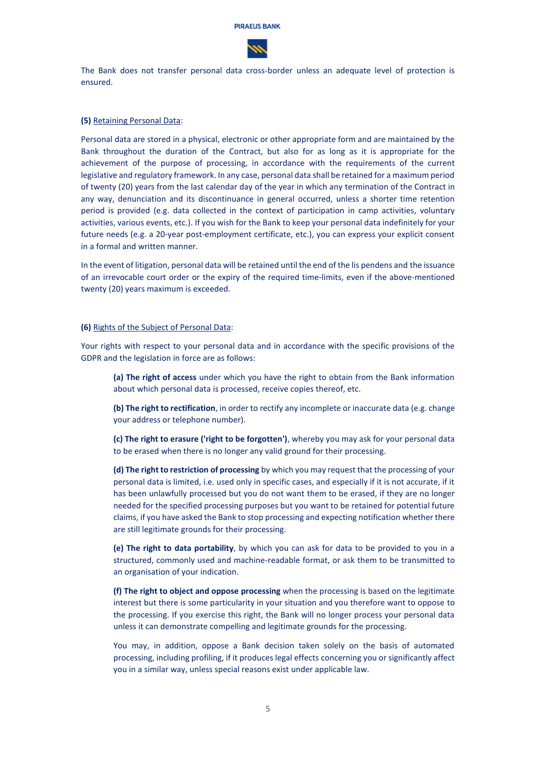The Bank does not transfer personal data cross-border unless an adequate level of protection is ensured.

**(5)** Retaining Personal Data:

Personal data are stored in a physical, electronic or other appropriate form and are maintained by the Bank throughout the duration of the Contract, but also for as long as it is appropriate for the achievement of the purpose of processing, in accordance with the requirements of the current legislative and regulatory framework. In any case, personal data shall be retained for a maximum period of twenty (20) years from the last calendar day of the year in which any termination of the Contract in any way, denunciation and its discontinuance in general occurred, unless a shorter time retention period is provided (e.g. data collected in the context of participation in camp activities, voluntary activities, various events, etc.). If you wish for the Bank to keep your personal data indefinitely for your future needs (e.g. a 20-year post-employment certificate, etc.), you can express your explicit consent in a formal and written manner.

In the event of litigation, personal data will be retained until the end of the lis pendens and the issuance of an irrevocable court order or the expiry of the required time-limits, even if the above-mentioned twenty (20) years maximum is exceeded.

**(6)** Rights of the Subject of Personal Data:

Your rights with respect to your personal data and in accordance with the specific provisions of the GDPR and the legislation in force are as follows:

**(a) The right of access** under which you have the right to obtain from the Bank information about which personal data is processed, receive copies thereof, etc.

**(b) The right to rectification**, in order to rectify any incomplete or inaccurate data (e.g. change your address or telephone number).

**(c) The right to erasure ('right to be forgotten')**, whereby you may ask for your personal data to be erased when there is no longer any valid ground for their processing.

**(d) The right to restriction of processing** by which you may request that the processing of your personal data is limited, i.e. used only in specific cases, and especially if it is not accurate, if it has been unlawfully processed but you do not want them to be erased, if they are no longer needed for the specified processing purposes but you want to be retained for potential future claims, if you have asked the Bank to stop processing and expecting notification whether there are still legitimate grounds for their processing.

**(e) The right to data portability**, by which you can ask for data to be provided to you in a structured, commonly used and machine-readable format, or ask them to be transmitted to an organisation of your indication.

**(f) The right to object and oppose processing** when the processing is based on the legitimate interest but there is some particularity in your situation and you therefore want to oppose to the processing. If you exercise this right, the Bank will no longer process your personal data unless it can demonstrate compelling and legitimate grounds for the processing.

You may, in addition, oppose a Bank decision taken solely on the basis of automated processing, including profiling, if it produces legal effects concerning you or significantly affect you in a similar way, unless special reasons exist under applicable law.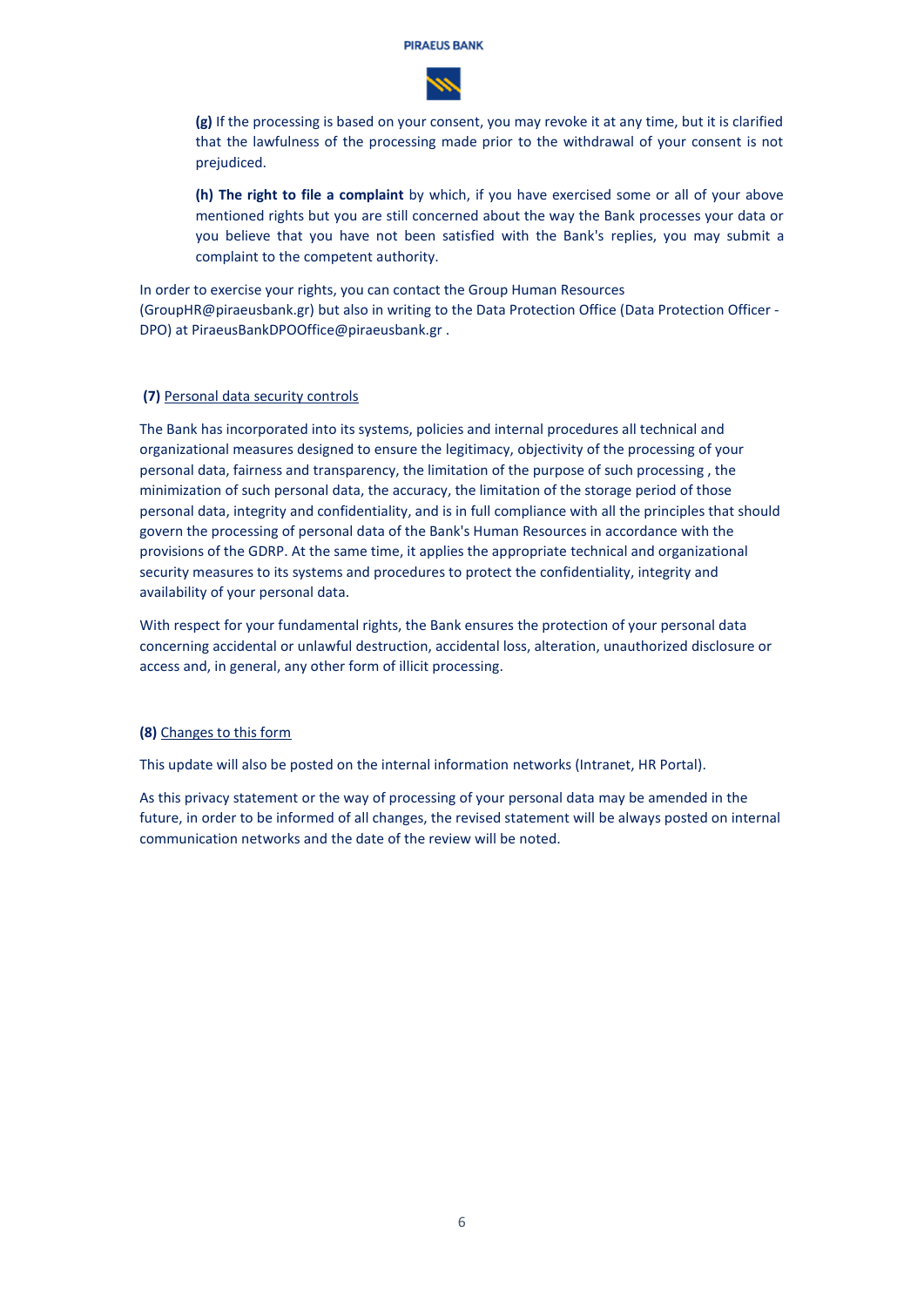**(g)** If the processing is based on your consent, you may revoke it at any time, but it is clarified that the lawfulness of the processing made prior to the withdrawal of your consent is not prejudiced.

**(h) The right to file a complaint** by which, if you have exercised some or all of your above mentioned rights but you are still concerned about the way the Bank processes your data or you believe that you have not been satisfied with the Bank's replies, you may submit a complaint to the competent authority.

In order to exercise your rights, you can contact the Group Human Resources (GroupHR@piraeusbank.gr) but also in writing to the Data Protection Office (Data Protection Officer - DPO) at PiraeusBankDPOOffice@piraeusbank.gr .

**(7)** Personal data security controls

The Bank has incorporated into its systems, policies and internal procedures all technical and organizational measures designed to ensure the legitimacy, objectivity of the processing of your personal data, fairness and transparency, the limitation of the purpose of such processing , the minimization of such personal data, the accuracy, the limitation of the storage period of those personal data, integrity and confidentiality, and is in full compliance with all the principles that should govern the processing of personal data of the Bank's Human Resources in accordance with the provisions of the GDRP. At the same time, it applies the appropriate technical and organizational security measures to its systems and procedures to protect the confidentiality, integrity and availability of your personal data.

With respect for your fundamental rights, the Bank ensures the protection of your personal data concerning accidental or unlawful destruction, accidental loss, alteration, unauthorized disclosure or access and, in general, any other form of illicit processing.

**(8)** Changes to this form

This update will also be posted on the internal information networks (Intranet, HR Portal).

As this privacy statement or the way of processing of your personal data may be amended in the future, in order to be informed of all changes, the revised statement will be always posted on internal communication networks and the date of the review will be noted.